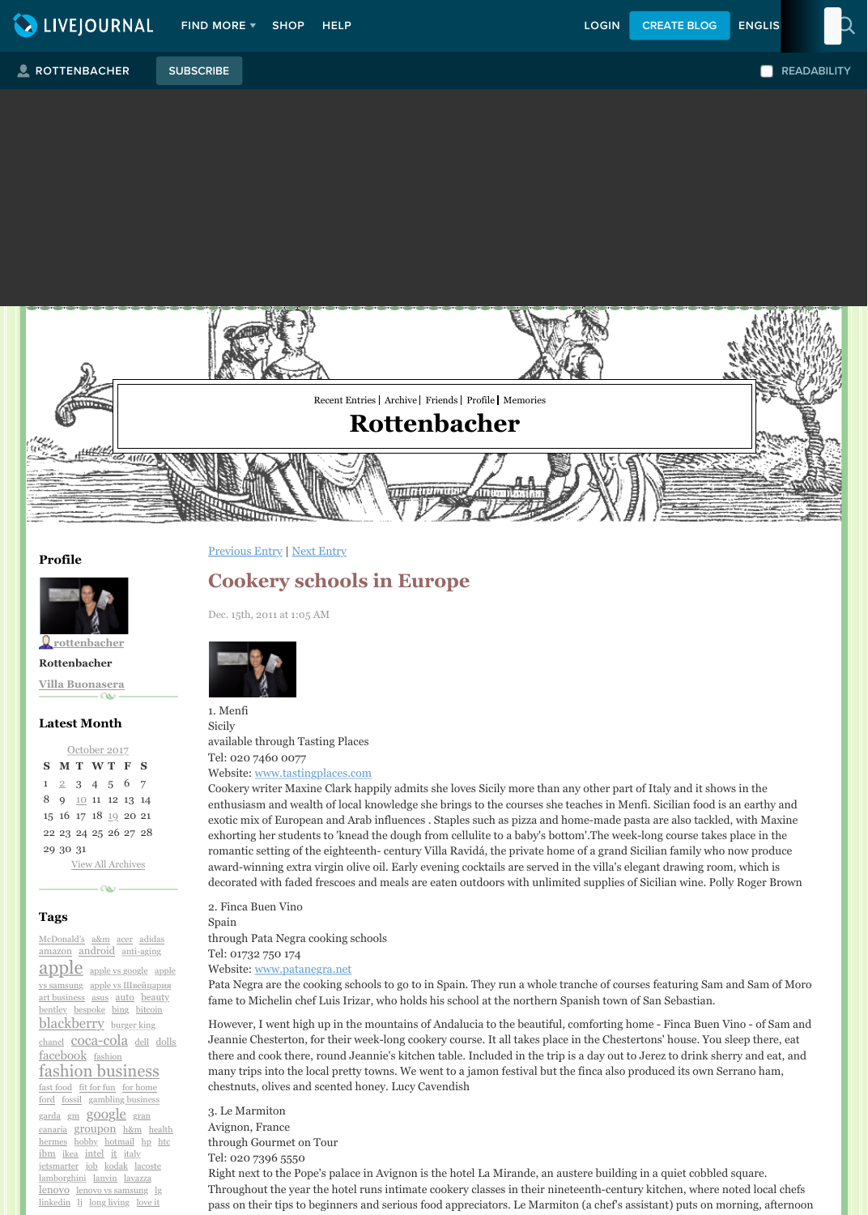1. Menfi Sicily available through Tasting Places Tel: 020 7460 0077 Website: [www.tastingplaces.com](http://www.tastingplaces.com/)

Cookery writer Maxine Clark happily admits she loves Sicily more than any other part of Italy and it shows in the enthusiasm and wealth of local knowledge she brings to the courses she teaches in Menfi. Sicilian food is an earthy and exotic mix of European and Arab influences . Staples such as pizza and home-made pasta are also tackled, with Maxine exhorting her students to 'knead the dough from cellulite to a baby's bottom'.The week-long course takes place in the romantic setting of the eighteenth- century Villa Ravidá, the private home of a grand Sicilian family who now produce award-winning extra virgin olive oil. Early evening cocktails are served in the villa's elegant drawing room, which is decorated with faded frescoes and meals are eaten outdoors with unlimited supplies of Sicilian wine. Polly Roger Brown

#### 2. Finca Buen Vino

#### Spain

through Pata Negra cooking schools

Tel: 01732 750 174

Website: [www.patanegra.net](http://www.patanegra.net/)

Pata Negra are the cooking schools to go to in Spain. They run a whole tranche of courses featuring Sam and Sam of Moro fame to Michelin chef Luis Irizar, who holds his school at the northern Spanish town of San Sebastian.

 $1 \t2 \t3 \t4 \t5 \t6 \t7$  $1 \t2 \t3 \t4 \t5 \t6 \t7$  $1 \t2 \t3 \t4 \t5 \t6 \t7$ 8 9 [10](https://rottenbacher.livejournal.com/2017/10/10/) 11 12 13 14 15 16 17 18 [19](https://rottenbacher.livejournal.com/2017/10/19/) 20 21 22 23 24 25 26 27 28 29 30 31 [View All Archives](https://rottenbacher.livejournal.com/calendar)

 $\infty$ 

However, I went high up in the mountains of Andalucia to the beautiful, comforting home - Finca Buen Vino - of Sam and Jeannie Chesterton, for their week-long cookery course. It all takes place in the Chestertons' house. You sleep there, eat there and cook there, round Jeannie's kitchen table. Included in the trip is a day out to Jerez to drink sherry and eat, and many trips into the local pretty towns. We went to a jamon festival but the finca also produced its own Serrano ham, chestnuts, olives and scented honey. Lucy Cavendish

3. Le Marmiton

Avignon, France

through Gourmet on Tour

### Tel: 020 7396 5550

Right next to the Pope's palace in Avignon is the hotel La Mirande, an austere building in a quiet cobbled square. Throughout the year the hotel runs intimate cookery classes in their nineteenth-century kitchen, where noted local chefs pass on their tips to beginners and serious food appreciators. Le Marmiton (a chef's assistant) puts on morning, afternoon

Dec. 15th, 2011 at 1:05 AM



**[rottenbacher](https://rottenbacher.livejournal.com/)**

**Rottenbacher**

**[Villa Buonasera](http://www.villabuonasera.it/)**

**Latest Month**

[October 2017](https://rottenbacher.livejournal.com/2017/10/) **S M T W T F S**

### **Tags**



[McDonald's](https://rottenbacher.livejournal.com/tag/McDonald%E2%80%99s) [a&m](https://rottenbacher.livejournal.com/tag/a%26m) [acer](https://rottenbacher.livejournal.com/tag/acer) [adidas](https://rottenbacher.livejournal.com/tag/adidas) [amazon](https://rottenbacher.livejournal.com/tag/amazon) [android](https://rottenbacher.livejournal.com/tag/android) [anti-aging](https://rottenbacher.livejournal.com/tag/anti-aging) [apple](https://rottenbacher.livejournal.com/tag/apple) [a](https://rottenbacher.livejournal.com/tag/apple%20vs%20samsung)[pple vs google](https://rottenbacher.livejournal.com/tag/apple%20vs%20google) apple vs samsung apple vs [Швейцария](https://rottenbacher.livejournal.com/tag/apple%20vs%20%D0%A8%D0%B2%D0%B5%D0%B9%D1%86%D0%B0%D1%80%D0%B8%D1%8F) [art business](https://rottenbacher.livejournal.com/tag/art%20business) [asus](https://rottenbacher.livejournal.com/tag/asus) [auto](https://rottenbacher.livejournal.com/tag/auto) [beauty](https://rottenbacher.livejournal.com/tag/beauty) [bentley](https://rottenbacher.livejournal.com/tag/bentley) [bespoke](https://rottenbacher.livejournal.com/tag/bespoke) [bing](https://rottenbacher.livejournal.com/tag/bing) [bitcoin](https://rottenbacher.livejournal.com/tag/bitcoin) [blackberry](https://rottenbacher.livejournal.com/tag/blackberry) [burger king](https://rottenbacher.livejournal.com/tag/burger%20king) [chanel](https://rottenbacher.livejournal.com/tag/chanel) **COCA-COlA** [dell](https://rottenbacher.livejournal.com/tag/dell) [dolls](https://rottenbacher.livejournal.com/tag/dolls) [facebook](https://rottenbacher.livejournal.com/tag/facebook) [fashion](https://rottenbacher.livejournal.com/tag/fashion) [fashion business](https://rottenbacher.livejournal.com/tag/fashion%20business) [fast food](https://rottenbacher.livejournal.com/tag/fast%20food) [fit for fun](https://rottenbacher.livejournal.com/tag/fit%20for%20fun) [for home](https://rottenbacher.livejournal.com/tag/for%20home) [ford](https://rottenbacher.livejournal.com/tag/ford) [fossil](https://rottenbacher.livejournal.com/tag/fossil) [gambling business](https://rottenbacher.livejournal.com/tag/gambling%20business) [garda](https://rottenbacher.livejournal.com/tag/garda) [gm](https://rottenbacher.livejournal.com/tag/gm) **[google](https://rottenbacher.livejournal.com/tag/google)** gran canaria [groupon](https://rottenbacher.livejournal.com/tag/groupon) [h&m](https://rottenbacher.livejournal.com/tag/h%26m) [health](https://rottenbacher.livejournal.com/tag/health) [hermes](https://rottenbacher.livejournal.com/tag/hermes) [hobby](https://rottenbacher.livejournal.com/tag/hobby) [hotmail](https://rottenbacher.livejournal.com/tag/hotmail) [hp](https://rottenbacher.livejournal.com/tag/hp) [htc](https://rottenbacher.livejournal.com/tag/htc) [ibm](https://rottenbacher.livejournal.com/tag/ibm) [ikea](https://rottenbacher.livejournal.com/tag/ikea) [intel](https://rottenbacher.livejournal.com/tag/intel) [it](https://rottenbacher.livejournal.com/tag/it) [italy](https://rottenbacher.livejournal.com/tag/italy) [jetsmarter](https://rottenbacher.livejournal.com/tag/jetsmarter) [job](https://rottenbacher.livejournal.com/tag/job) [kodak](https://rottenbacher.livejournal.com/tag/kodak) [lacoste](https://rottenbacher.livejournal.com/tag/lacoste) [lamborghini](https://rottenbacher.livejournal.com/tag/lamborghini) [lanvin](https://rottenbacher.livejournal.com/tag/lanvin) [lavazza](https://rottenbacher.livejournal.com/tag/lavazza) [lenovo](https://rottenbacher.livejournal.com/tag/lenovo) [lenovo vs samsung](https://rottenbacher.livejournal.com/tag/lenovo%20vs%20samsung) [lg](https://rottenbacher.livejournal.com/tag/lg) [linkedin](https://rottenbacher.livejournal.com/tag/linkedin) [lj](https://rottenbacher.livejournal.com/tag/lj) [long living](https://rottenbacher.livejournal.com/tag/long%20living) [love it](https://rottenbacher.livejournal.com/tag/love%20it)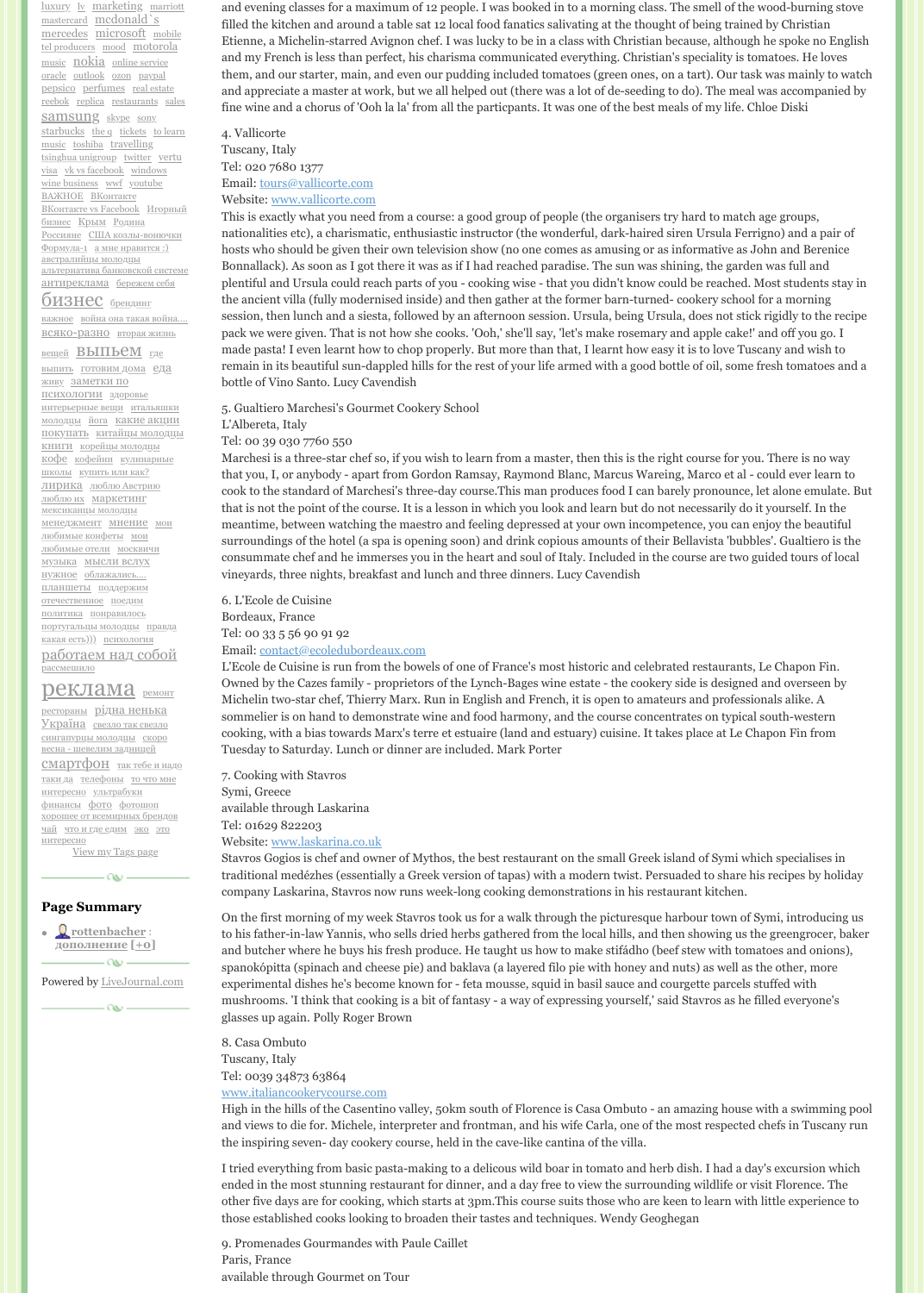and evening classes for a maximum of 12 people. I was booked in to a morning class. The smell of the wood-burning stove filled the kitchen and around a table sat 12 local food fanatics salivating at the thought of being trained by Christian Etienne, a Michelin-starred Avignon chef. I was lucky to be in a class with Christian because, although he spoke no English and my French is less than perfect, his charisma communicated everything. Christian's speciality is tomatoes. He loves them, and our starter, main, and even our pudding included tomatoes (green ones, on a tart). Our task was mainly to watch and appreciate a master at work, but we all helped out (there was a lot of de-seeding to do). The meal was accompanied by fine wine and a chorus of 'Ooh la la' from all the particpants. It was one of the best meals of my life. Chloe Diski

#### 4. Vallicorte

Tuscany, Italy Tel: 020 7680 1377 Email: [tours@vallicorte.com](mailto:tours@vallicorte.com) Website: [www.vallicorte.com](http://www.vallicorte.com/)

This is exactly what you need from a course: a good group of people (the organisers try hard to match age groups, nationalities etc), a charismatic, enthusiastic instructor (the wonderful, dark-haired siren Ursula Ferrigno) and a pair of hosts who should be given their own television show (no one comes as amusing or as informative as John and Berenice Bonnallack). As soon as I got there it was as if I had reached paradise. The sun was shining, the garden was full and plentiful and Ursula could reach parts of you - cooking wise - that you didn't know could be reached. Most students stay in the ancient villa (fully modernised inside) and then gather at the former barn-turned- cookery school for a morning session, then lunch and a siesta, followed by an afternoon session. Ursula, being Ursula, does not stick rigidly to the recipe pack we were given. That is not how she cooks. 'Ooh,' she'll say, 'let's make rosemary and apple cake!' and off you go. I made pasta! I even learnt how to chop properly. But more than that, I learnt how easy it is to love Tuscany and wish to remain in its beautiful sun-dappled hills for the rest of your life armed with a good bottle of oil, some fresh tomatoes and a bottle of Vino Santo. Lucy Cavendish

5. Gualtiero Marchesi's Gourmet Cookery School

L'Albereta, Italy

## Tel: 00 39 030 7760 550

Marchesi is a three-star chef so, if you wish to learn from a master, then this is the right course for you. There is no way that you, I, or anybody - apart from Gordon Ramsay, Raymond Blanc, Marcus Wareing, Marco et al - could ever learn to cook to the standard of Marchesi's three-day course.This man produces food I can barely pronounce, let alone emulate. But that is not the point of the course. It is a lesson in which you look and learn but do not necessarily do it yourself. In the meantime, between watching the maestro and feeling depressed at your own incompetence, you can enjoy the beautiful surroundings of the hotel (a spa is opening soon) and drink copious amounts of their Bellavista 'bubbles'. Gualtiero is the consummate chef and he immerses you in the heart and soul of Italy. Included in the course are two guided tours of local vineyards, three nights, breakfast and lunch and three dinners. Lucy Cavendish

## 6. L'Ecole de Cuisine Bordeaux, France Tel: 00 33 5 56 90 91 92

Email: [contact@ecoledubordeaux.com](mailto:contact@ecoledubordeaux.com)

<u>[luxury](https://rottenbacher.livejournal.com/tag/luxury) [lv](https://rottenbacher.livejournal.com/tag/lv)</u> [marketing](https://rottenbacher.livejournal.com/tag/marketing) [marriott](https://rottenbacher.livejournal.com/tag/marriott) [mastercard](https://rottenbacher.livejournal.com/tag/mastercard) [mcdonald`s](https://rottenbacher.livejournal.com/tag/mcdonald%60s) [mercedes](https://rottenbacher.livejournal.com/tag/mercedes) [microsoft](https://rottenbacher.livejournal.com/tag/microsoft) mobile tel producers [mood](https://rottenbacher.livejournal.com/tag/mood) [motorola](https://rottenbacher.livejournal.com/tag/motorola) [music](https://rottenbacher.livejournal.com/tag/music) [nokia](https://rottenbacher.livejournal.com/tag/nokia) [online service](https://rottenbacher.livejournal.com/tag/online%20service) [oracle](https://rottenbacher.livejournal.com/tag/oracle) [outlook](https://rottenbacher.livejournal.com/tag/outlook) [ozon](https://rottenbacher.livejournal.com/tag/ozon) [paypal](https://rottenbacher.livejournal.com/tag/paypal) [pepsico](https://rottenbacher.livejournal.com/tag/pepsico) [perfumes](https://rottenbacher.livejournal.com/tag/perfumes) [real estate](https://rottenbacher.livejournal.com/tag/real%20estate) [reebok](https://rottenbacher.livejournal.com/tag/reebok) [replica](https://rottenbacher.livejournal.com/tag/replica) [restaurants](https://rottenbacher.livejournal.com/tag/restaurants) [sales](https://rottenbacher.livejournal.com/tag/sales) [samsung](https://rottenbacher.livejournal.com/tag/samsung) [skype](https://rottenbacher.livejournal.com/tag/skype) [sony](https://rottenbacher.livejournal.com/tag/sony) [starbucks](https://rottenbacher.livejournal.com/tag/to%20learn%20music) [the q](https://rottenbacher.livejournal.com/tag/the%20q) [tickets](https://rottenbacher.livejournal.com/tag/tickets) to learn music [toshiba](https://rottenbacher.livejournal.com/tag/toshiba) [travelling](https://rottenbacher.livejournal.com/tag/travelling) [tsinghua unigroup](https://rottenbacher.livejournal.com/tag/tsinghua%20unigroup) [twitter](https://rottenbacher.livejournal.com/tag/twitter) [vertu](https://rottenbacher.livejournal.com/tag/vertu) [visa](https://rottenbacher.livejournal.com/tag/visa) [vk vs facebook](https://rottenbacher.livejournal.com/tag/vk%20vs%20facebook) [windows](https://rottenbacher.livejournal.com/tag/windows) [wine business](https://rottenbacher.livejournal.com/tag/wine%20business) [wwf](https://rottenbacher.livejournal.com/tag/wwf) [youtube](https://rottenbacher.livejournal.com/tag/youtube) [ВАЖНОЕ](https://rottenbacher.livejournal.com/tag/%D0%92%D0%90%D0%96%D0%9D%D0%9E%D0%95) [ВКонтакте](https://rottenbacher.livejournal.com/tag/%D0%92%D0%9A%D0%BE%D0%BD%D1%82%D0%B0%D0%BA%D1%82%D0%B5) ВКонтакте [vs Faceboo](https://rottenbacher.livejournal.com/tag/%D0%92%D0%9A%D0%BE%D0%BD%D1%82%D0%B0%D0%BA%D1%82%D0%B5%20vs%20Facebook)[k](https://rottenbacher.livejournal.com/tag/%D0%98%D0%B3%D0%BE%D1%80%D0%BD%D1%8B%D0%B9%20%D0%B1%D0%B8%D0%B7%D0%BD%D0%B5%D1%81) Игорный бизнес [Крым](https://rottenbacher.livejournal.com/tag/%D0%9A%D1%80%D1%8B%D0%BC) [Родина](https://rottenbacher.livejournal.com/tag/%D0%A0%D0%BE%D0%B4%D0%B8%D0%BD%D0%B0) [Россияне](https://rottenbacher.livejournal.com/tag/%D0%A0%D0%BE%D1%81%D1%81%D0%B8%D1%8F%D0%BD%D0%B5) США козлы-[вонючки](https://rottenbacher.livejournal.com/tag/%D0%A1%D0%A8%D0%90%20%D0%BA%D0%BE%D0%B7%D0%BB%D1%8B-%D0%B2%D0%BE%D0%BD%D1%8E%D1%87%D0%BA%D0%B8) [Формула](https://rottenbacher.livejournal.com/tag/%D0%A4%D0%BE%D1%80%D0%BC%D1%83%D0%BB%D0%B0-1)-1 а мне [нравится](https://rottenbacher.livejournal.com/tag/%D0%B0%20%D0%BC%D0%BD%D0%B5%20%D0%BD%D1%80%D0%B0%D0%B2%D0%B8%D1%82%D1%81%D1%8F%20%3A%29) :) [австралийцы](https://rottenbacher.livejournal.com/tag/%D0%B0%D0%B2%D1%81%D1%82%D1%80%D0%B0%D0%BB%D0%B8%D0%B9%D1%86%D1%8B%20%D0%BC%D0%BE%D0%BB%D0%BE%D0%B4%D1%86%D1%8B) молодцы [альтернатива](https://rottenbacher.livejournal.com/tag/%D0%B0%D0%BB%D1%8C%D1%82%D0%B5%D1%80%D0%BD%D0%B0%D1%82%D0%B8%D0%B2%D0%B0%20%D0%B1%D0%B0%D0%BD%D0%BA%D0%BE%D0%B2%D1%81%D0%BA%D0%BE%D0%B9%20%D1%81%D0%B8%D1%81%D1%82%D0%B5%D0%BC%D0%B5) банковской системе [антиреклама](https://rottenbacher.livejournal.com/tag/%D0%B0%D0%BD%D1%82%D0%B8%D1%80%D0%B5%D0%BA%D0%BB%D0%B0%D0%BC%D0%B0) [бережем](https://rottenbacher.livejournal.com/tag/%D0%B1%D0%B5%D1%80%D0%B5%D0%B6%D0%B5%D0%BC%20%D1%81%D0%B5%D0%B1%D1%8F) себя

> L'Ecole de Cuisine is run from the bowels of one of France's most historic and celebrated restaurants, Le Chapon Fin. Owned by the Cazes family - proprietors of the Lynch-Bages wine estate - the cookery side is designed and overseen by Michelin two-star chef, Thierry Marx. Run in English and French, it is open to amateurs and professionals alike. A sommelier is on hand to demonstrate wine and food harmony, and the course concentrates on typical south-western cooking, with a bias towards Marx's terre et estuaire (land and estuary) cuisine. It takes place at Le Chapon Fin from Tuesday to Saturday. Lunch or dinner are included. Mark Porter

[смартфон](https://rottenbacher.livejournal.com/tag/%D1%81%D0%BC%D0%B0%D1%80%D1%82%D1%84%D0%BE%D0%BD) так тебе <sup>и</sup> [надо](https://rottenbacher.livejournal.com/tag/%D1%82%D0%B0%D0%BA%20%D1%82%D0%B5%D0%B1%D0%B5%20%D0%B8%20%D0%BD%D0%B0%D0%B4%D0%BE) [таки](https://rottenbacher.livejournal.com/tag/%D1%82%D0%B0%D0%BA%D0%B8%20%D0%B4%D0%B0) да [телефоны](https://rottenbacher.livejournal.com/tag/%D1%82%D0%B5%D0%BB%D0%B5%D1%84%D0%BE%D0%BD%D1%8B) то что мне интересно [ультрабуки](https://rottenbacher.livejournal.com/tag/%D1%82%D0%BE%20%D1%87%D1%82%D0%BE%20%D0%BC%D0%BD%D0%B5%20%D0%B8%D0%BD%D1%82%D0%B5%D1%80%D0%B5%D1%81%D0%BD%D0%BE) [финансы](https://rottenbacher.livejournal.com/tag/%D1%84%D0%B8%D0%BD%D0%B0%D0%BD%D1%81%D1%8B) [фото](https://rottenbacher.livejournal.com/tag/%D1%84%D0%BE%D1%82%D0%BE) [фотошоп](https://rottenbacher.livejournal.com/tag/%D1%84%D0%BE%D1%82%D0%BE%D1%88%D0%BE%D0%BF) хорошее от [всемирных](https://rottenbacher.livejournal.com/tag/%D1%85%D0%BE%D1%80%D0%BE%D1%88%D0%B5%D0%B5%20%D0%BE%D1%82%20%D0%B2%D1%81%D0%B5%D0%BC%D0%B8%D1%80%D0%BD%D1%8B%D1%85%20%D0%B1%D1%80%D0%B5%D0%BD%D0%B4%D0%BE%D0%B2) брендов [чай](https://rottenbacher.livejournal.com/tag/%D1%87%D0%B0%D0%B9) что и где [едим](https://rottenbacher.livejournal.com/tag/%D1%87%D1%82%D0%BE%20%D0%B8%20%D0%B3%D0%B4%D0%B5%20%D0%B5%D0%B4%D0%B8%D0%BC) [эко](https://rottenbacher.livejournal.com/tag/%D1%8D%D0%BA%D0%BE) это

7. Cooking with Stavros Symi, Greece available through Laskarina Tel: 01629 822203

### Website: [www.laskarina.co.uk](http://www.laskarina.co.uk/)

Stavros Gogios is chef and owner of Mythos, the best restaurant on the small Greek island of Symi which specialises in traditional medézhes (essentially a Greek version of tapas) with a modern twist. Persuaded to share his recipes by holiday company Laskarina, Stavros now runs week-long cooking demonstrations in his restaurant kitchen.

On the first morning of my week Stavros took us for a walk through the picturesque harbour town of Symi, introducing us to his father-in-law Yannis, who sells dried herbs gathered from the local hills, and then showing us the greengrocer, baker and butcher where he buys his fresh produce. He taught us how to make stifádho (beef stew with tomatoes and onions), spanokópitta (spinach and cheese pie) and baklava (a layered filo pie with honey and nuts) as well as the other, more experimental dishes he's become known for - feta mousse, squid in basil sauce and courgette parcels stuffed with mushrooms. 'I think that cooking is a bit of fantasy - a way of expressing yourself,' said Stavros as he filled everyone's glasses up again. Polly Roger Brown

8. Casa Ombuto

Tuscany, Italy

Tel: 0039 34873 63864

[www.italiancookerycourse.com](http://www.italiancookerycourse.com/)

High in the hills of the Casentino valley, 50km south of Florence is Casa Ombuto - an amazing house with a swimming pool and views to die for. Michele, interpreter and frontman, and his wife Carla, one of the most respected chefs in Tuscany run the inspiring seven- day cookery course, held in the cave-like cantina of the villa.

I tried everything from basic pasta-making to a delicous wild boar in tomato and herb dish. I had a day's excursion which ended in the most stunning restaurant for dinner, and a day free to view the surrounding wildlife or visit Florence. The other five days are for cooking, which starts at 3pm.This course suits those who are keen to learn with little experience to those established cooks looking to broaden their tastes and techniques. Wendy Geoghegan

9. Promenades Gourmandes with Paule Caillet Paris, France available through Gourmet on Tour

[бизнес](https://rottenbacher.livejournal.com/tag/%D0%B1%D0%B8%D0%B7%D0%BD%D0%B5%D1%81) [брендинг](https://rottenbacher.livejournal.com/tag/%D0%B1%D1%80%D0%B5%D0%BD%D0%B4%D0%B8%D0%BD%D0%B3) [важное](https://rottenbacher.livejournal.com/tag/%D0%B2%D0%B0%D0%B6%D0%BD%D0%BE%D0%B5) [война](https://rottenbacher.livejournal.com/tag/%D0%B2%D0%BE%D0%B9%D0%BD%D0%B0%20%D0%BE%D0%BD%D0%B0%20%D1%82%D0%B0%D0%BA%D0%B0%D1%8F%20%D0%B2%D0%BE%D0%B9%D0%BD%D0%B0....) она такая война.... всяко-[разно](https://rottenbacher.livejournal.com/tag/%D0%B2%D1%81%D1%8F%D0%BA%D0%BE-%D1%80%D0%B0%D0%B7%D0%BD%D0%BE) вторая жизнь

вещей ВЫПЬЕМ где

выпить [готовим](https://rottenbacher.livejournal.com/tag/%D0%B3%D0%BE%D1%82%D0%BE%D0%B2%D0%B8%D0%BC%20%D0%B4%D0%BE%D0%BC%D0%B0) дома [еда](https://rottenbacher.livejournal.com/tag/%D0%B5%D0%B4%D0%B0) [живу](https://rottenbacher.livejournal.com/tag/%D0%B6%D0%B8%D0%B2%D1%83) заметки по [психологии](https://rottenbacher.livejournal.com/tag/%D0%B7%D0%B0%D0%BC%D0%B5%D1%82%D0%BA%D0%B8%20%D0%BF%D0%BE%20%D0%BF%D1%81%D0%B8%D1%85%D0%BE%D0%BB%D0%BE%D0%B3%D0%B8%D0%B8) [здоровье](https://rottenbacher.livejournal.com/tag/%D0%B7%D0%B4%D0%BE%D1%80%D0%BE%D0%B2%D1%8C%D0%B5) [интерьерные](https://rottenbacher.livejournal.com/tag/%D0%B8%D0%BD%D1%82%D0%B5%D1%80%D1%8C%D0%B5%D1%80%D0%BD%D1%8B%D0%B5%20%D0%B2%D0%B5%D1%89%D0%B8) вещи итальяшки молодцы [йога](https://rottenbacher.livejournal.com/tag/%D0%B9%D0%BE%D0%B3%D0%B0) какие акции [покупать](https://rottenbacher.livejournal.com/tag/%D0%BA%D0%B0%D0%BA%D0%B8%D0%B5%20%D0%B0%D0%BA%D1%86%D0%B8%D0%B8%20%D0%BF%D0%BE%D0%BA%D1%83%D0%BF%D0%B0%D1%82%D1%8C) китайцы [молодцы](https://rottenbacher.livejournal.com/tag/%D0%BA%D0%B8%D1%82%D0%B0%D0%B9%D1%86%D1%8B%20%D0%BC%D0%BE%D0%BB%D0%BE%D0%B4%D1%86%D1%8B) [книги](https://rottenbacher.livejournal.com/tag/%D0%BA%D0%BD%D0%B8%D0%B3%D0%B8) корейцы [молодцы](https://rottenbacher.livejournal.com/tag/%D0%BA%D0%BE%D1%80%D0%B5%D0%B9%D1%86%D1%8B%20%D0%BC%D0%BE%D0%BB%D0%BE%D0%B4%D1%86%D1%8B) [кофе](https://rottenbacher.livejournal.com/tag/%D0%BA%D0%BE%D1%84%D0%B5) [кофейни](https://rottenbacher.livejournal.com/tag/%D0%BA%D0%BE%D1%84%D0%B5%D0%B9%D0%BD%D0%B8) [кулинарные](https://rottenbacher.livejournal.com/tag/%D0%BA%D1%83%D0%BB%D0%B8%D0%BD%D0%B0%D1%80%D0%BD%D1%8B%D0%B5%20%D1%88%D0%BA%D0%BE%D0%BB%D1%8B) школы [купить](https://rottenbacher.livejournal.com/tag/%D0%BA%D1%83%D0%BF%D0%B8%D1%82%D1%8C%20%D0%B8%D0%BB%D0%B8%20%D0%BA%D0%B0%D0%BA%3F) или как? [лирика](https://rottenbacher.livejournal.com/tag/%D0%BB%D0%B8%D1%80%D0%B8%D0%BA%D0%B0) люблю [Австрию](https://rottenbacher.livejournal.com/tag/%D0%BB%D1%8E%D0%B1%D0%BB%D1%8E%20%D0%90%D0%B2%D1%81%D1%82%D1%80%D0%B8%D1%8E) [люблю](https://rottenbacher.livejournal.com/tag/%D0%BB%D1%8E%D0%B1%D0%BB%D1%8E%20%D0%B8%D1%85) их [маркетинг](https://rottenbacher.livejournal.com/tag/%D0%BC%D0%B0%D1%80%D0%BA%D0%B5%D1%82%D0%B8%D0%BD%D0%B3) [мексиканцы](https://rottenbacher.livejournal.com/tag/%D0%BC%D0%B5%D0%BA%D1%81%D0%B8%D0%BA%D0%B0%D0%BD%D1%86%D1%8B%20%D0%BC%D0%BE%D0%BB%D0%BE%D0%B4%D1%86%D1%8B) молодцы [менеджмент](https://rottenbacher.livejournal.com/tag/%D0%BC%D0%BE%D0%B8%20%D0%BB%D1%8E%D0%B1%D0%B8%D0%BC%D1%8B%D0%B5%20%D0%BA%D0%BE%D0%BD%D1%84%D0%B5%D1%82%D1%8B) [мнение](https://rottenbacher.livejournal.com/tag/%D0%BC%D0%BD%D0%B5%D0%BD%D0%B8%D0%B5) мои [любимые](https://rottenbacher.livejournal.com/tag/%D0%BC%D0%BE%D0%B8%20%D0%BB%D1%8E%D0%B1%D0%B8%D0%BC%D1%8B%D0%B5%20%D0%BE%D1%82%D0%B5%D0%BB%D0%B8) конфеты мои любимые отели [москвичи](https://rottenbacher.livejournal.com/tag/%D0%BC%D0%BE%D1%81%D0%BA%D0%B2%D0%B8%D1%87%D0%B8) [музыка](https://rottenbacher.livejournal.com/tag/%D0%BC%D1%83%D0%B7%D1%8B%D0%BA%D0%B0) [мысли](https://rottenbacher.livejournal.com/tag/%D0%BC%D1%8B%D1%81%D0%BB%D0%B8%20%D0%B2%D1%81%D0%BB%D1%83%D1%85) вслух [нужное](https://rottenbacher.livejournal.com/tag/%D0%BD%D1%83%D0%B6%D0%BD%D0%BE%D0%B5) [облажались](https://rottenbacher.livejournal.com/tag/%D0%BE%D0%B1%D0%BB%D0%B0%D0%B6%D0%B0%D0%BB%D0%B8%D1%81%D1%8C....).... [планшеты](https://rottenbacher.livejournal.com/tag/%D0%BF%D0%BB%D0%B0%D0%BD%D1%88%D0%B5%D1%82%D1%8B) поддержим [отечественное](https://rottenbacher.livejournal.com/tag/%D0%BF%D0%BE%D0%B4%D0%B4%D0%B5%D1%80%D0%B6%D0%B8%D0%BC%20%D0%BE%D1%82%D0%B5%D1%87%D0%B5%D1%81%D1%82%D0%B2%D0%B5%D0%BD%D0%BD%D0%BE%D0%B5) [поедим](https://rottenbacher.livejournal.com/tag/%D0%BF%D0%BE%D0%B5%D0%B4%D0%B8%D0%BC) [политика](https://rottenbacher.livejournal.com/tag/%D0%BF%D0%BE%D0%BB%D0%B8%D1%82%D0%B8%D0%BA%D0%B0) [понравилось](https://rottenbacher.livejournal.com/tag/%D0%BF%D0%BE%D0%BD%D1%80%D0%B0%D0%B2%D0%B8%D0%BB%D0%BE%D1%81%D1%8C) [португальцы](https://rottenbacher.livejournal.com/tag/%D0%BF%D0%BE%D1%80%D1%82%D1%83%D0%B3%D0%B0%D0%BB%D1%8C%D1%86%D1%8B%20%D0%BC%D0%BE%D0%BB%D0%BE%D0%B4%D1%86%D1%8B) молодцы правда какая есть))) [психология](https://rottenbacher.livejournal.com/tag/%D0%BF%D1%81%D0%B8%D1%85%D0%BE%D0%BB%D0%BE%D0%B3%D0%B8%D1%8F) [работаем](https://rottenbacher.livejournal.com/tag/%D1%80%D0%B0%D0%B1%D0%BE%D1%82%D0%B0%D0%B5%D0%BC%20%D0%BD%D0%B0%D0%B4%20%D1%81%D0%BE%D0%B1%D0%BE%D0%B9) над собой [рассмешило](https://rottenbacher.livejournal.com/tag/%D1%80%D0%B0%D1%81%D1%81%D0%BC%D0%B5%D1%88%D0%B8%D0%BB%D0%BE)

## [реклама](https://rottenbacher.livejournal.com/tag/%D1%80%D0%B5%D0%BA%D0%BB%D0%B0%D0%BC%D0%B0) [ремонт](https://rottenbacher.livejournal.com/tag/%D1%80%D0%B5%D0%BC%D0%BE%D0%BD%D1%82)

[рестораны](https://rottenbacher.livejournal.com/tag/%D1%80%D0%B5%D1%81%D1%82%D0%BE%D1%80%D0%B0%D0%BD%D1%8B) рідна ненька [Україна](https://rottenbacher.livejournal.com/tag/%D1%80%D1%96%D0%B4%D0%BD%D0%B0%20%D0%BD%D0%B5%D0%BD%D1%8C%D0%BA%D0%B0%20%D0%A3%D0%BA%D1%80%D0%B0%D1%97%D0%BD%D0%B0) свезло так [свезло](https://rottenbacher.livejournal.com/tag/%D1%81%D0%B2%D0%B5%D0%B7%D0%BB%D0%BE%20%D1%82%D0%B0%D0%BA%20%D1%81%D0%B2%D0%B5%D0%B7%D0%BB%D0%BE) [сингапурцы](https://rottenbacher.livejournal.com/tag/%D1%81%D0%B8%D0%BD%D0%B3%D0%B0%D0%BF%D1%83%D1%80%D1%86%D1%8B%20%D0%BC%D0%BE%D0%BB%D0%BE%D0%B4%D1%86%D1%8B) молодцы скоро весна - шевелим задницей

[интересно](https://rottenbacher.livejournal.com/tag/%D1%8D%D1%82%D0%BE%20%D0%B8%D0%BD%D1%82%D0%B5%D1%80%D0%B5%D1%81%D0%BD%D0%BE) [View my Tags page](https://rottenbacher.livejournal.com/tag/)

രയ

#### **Page Summary**



Powered by [LiveJournal.com](https://www.livejournal.com/)

 $\infty$ 

രം